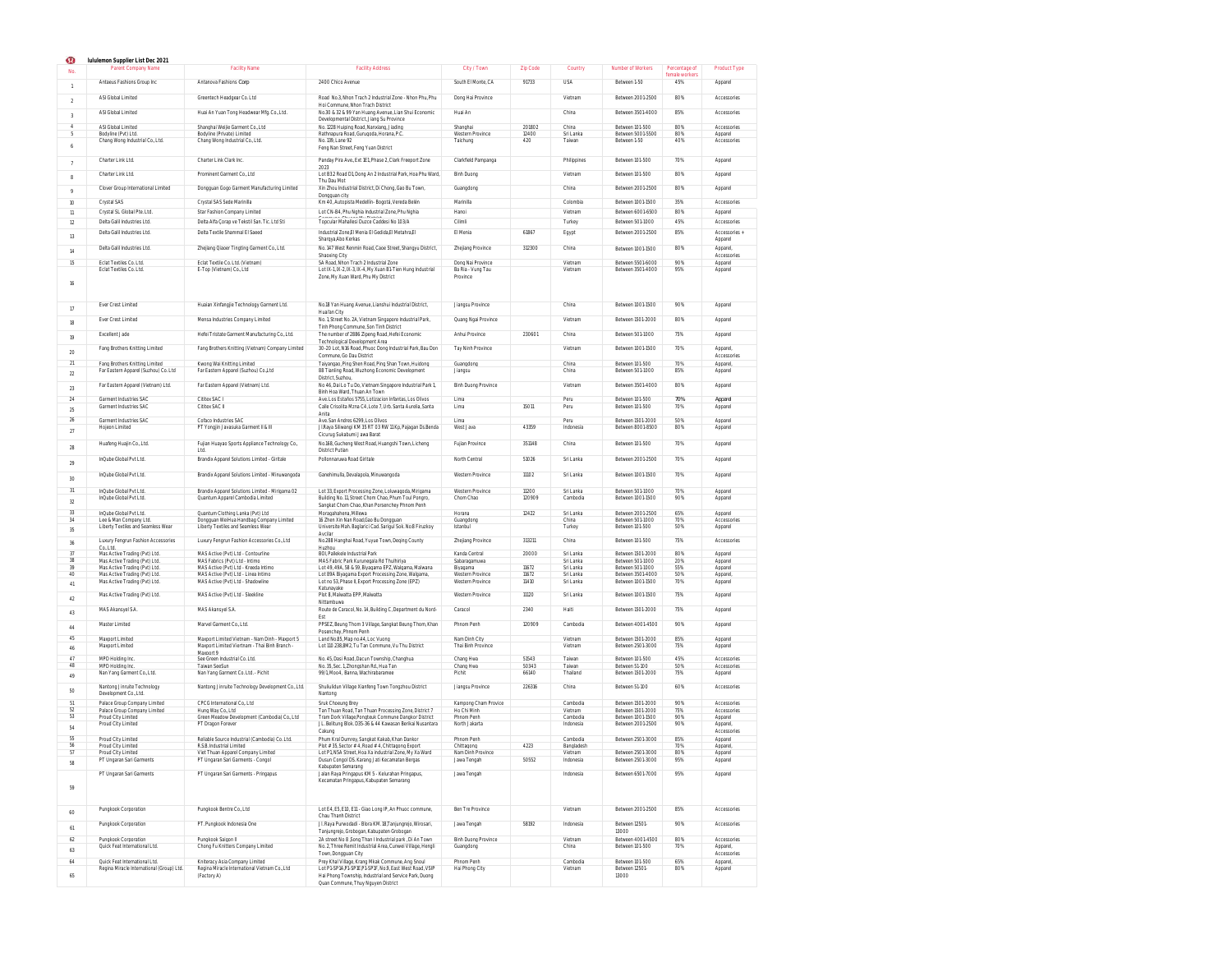# lululemon Supplier List Dec 2021

| No. | Parent Company Name | Facility Name | Facility Address | City / Town | Zip Code | Country | Number of Workers | Percentage of female workers | Product Type |
|---|---|---|---|---|---|---|---|---|---|
| 1 | Antaeus Fashions Group Inc | Antaeus Fashions Corp | 2400 Chico Avenue | South El Monte, CA | 91733 | USA | Between 1-50 | 45% | Apparel |
| 2 | ASI Global Limited | Greentech Headgear Co. Ltd | Road No.3, Nhon Trach 2 Industrial Zone - Nhon Phu, Phu Hoi Commune, Nhon Trach District | Dong Nai Province | | Vietnam | Between 2001-2500 | 80% | Accessories |
| 3 | ASI Global Limited | Huai An Yuan Tong Headwear Mfg. Co., Ltd. | No.30 & 32 & 99 Yan Huang Avenue, Lian Shui Economic Developmental District, Jiang Su Province | Huai An | | China | Between 3501-4000 | 85% | Accessories |
| 4 | ASI Global Limited | Shanghai Weijie Garment Co., Ltd | No. 1228 Huiqing Road, Nanxiang, Jiading | Shanghai | 201802 | China | Between 101-500 | 80% | Accessories |
| 5 | Bodyline (Pvt) Ltd. | Bodyline (Private) Limited | Rathnapura Road, Gurugoda, Horana, P.C. | Western Province | 12400 | Sri Lanka | Between 5001-5500 | 80% | Apparel |
| 6 | Chang Wong Industrial Co., Ltd. | Chang Wong Industrial Co., Ltd. | No. 139, Lane 92 Feng Nan Street, Feng Yuan District | Taichung | 420 | Taiwan | Between 1-50 | 40% | Accessories |
| 7 | Charter Link Ltd. | Charter Link Clark Inc. | Panday Pira Ave, Ext 1E1, Phase 2, Clark Freeport Zone 2023 | Clarkfield Pampanga | | Philippines | Between 101-500 | 70% | Apparel |
| 8 | Charter Link Ltd. | Prominent Garment Co., Ltd | Lot B32 Road D1, Dong An 2 Industrial Park, Hoa Phu Ward, Thu Dau Mot | Binh Duong | | Vietnam | Between 101-500 | 80% | Apparel |
| 9 | Clover Group International Limited | Dongguan Gogo Garment Manufacturing Limited | Xin Zhou Industrial District, Di Chong, Gao Bu Town, Dongguan city | Guangdong | | China | Between 2001-2500 | 80% | Apparel |
| 10 | Crystal SAS | Crystal SAS Sede Marinilla | Km 40, Autopista Medellín- Bogotá, Vereda Belén | Marinilla | | Colombia | Between 1001-1500 | 35% | Accessories |
| 11 | Crystal SL Global Pte. Ltd. | Star Fashion Company Limited | Lot CN-B4, Phu Nghia Industrial Zone, Phu Nghia Commune, Chuong My District | Hanoi | | Vietnam | Between 6001-6500 | 80% | Apparel |
| 12 | Delta Galil Industries Ltd. | Delta Alfa Çorap ve Tekstil San. Tic. Ltd Sti | Topcular Mahallesi Duzce Caddesi No 103/A | Cilimli | | Turkey | Between 501-1000 | 45% | Accessories |
| 13 | Delta Galil Industries Ltd. | Delta Textile Shammal El Saeed | Industrial Zone,El Menia El Gadida,El Metahra,El Sharqya,Abo Kerkas | El Menia | 61867 | Egypt | Between 2001-2500 | 85% | Accessories + Apparel |
| 14 | Delta Galil Industries Ltd. | Zhejiang Qiaoer Tingting Garment Co., Ltd. | No. 147 West Renmin Road, Caoe Street, Shangyu District, Shaoxing City | Zhejiang Province | 312300 | China | Between 1001-1500 | 80% | Apparel, Accessories |
| 15 | Eclat Textiles Co. Ltd. | Eclat Textile Co. Ltd. (Vietnam) | 5A Road, Nhon Trach 2 Industrial Zone | Dong Nai Province | | Vietnam | Between 5501-6000 | 90% | Apparel |
| 16 | Eclat Textiles Co. Ltd. | E-Top (Vietnam) Co., Ltd | Lot IX-1, IX-2, IX-3, IX-4, My Xuan B1-Tien Hung Industrial Zone, My Xuan Ward, Phu My District | Ba Ria - Vung Tau Province | | Vietnam | Between 3501-4000 | 95% | Apparel |
| 17 | Ever Crest Limited | Huaian Xinfangjie Technology Garment Ltd. | No.18 Yan Huang Avenue, Lianshui Industrial District, Huai'an City | Jiangsu Province | | China | Between 1001-1500 | 90% | Apparel |
| 18 | Ever Crest Limited | Mensa Industries Company Limited | No. 1, Street No. 2A, Vietnam Singapore Industrial Park, Tinh Phong Commune, Son Tinh District | Quang Ngai Province | | Vietnam | Between 1501-2000 | 80% | Apparel |
| 19 | Excellent Jade | Hefei Tristate Garment Manufacturing Co., Ltd. | The number of 2886 Zipeng Road, Hefei Economic Technological Development Area | Anhui Province | 230601 | China | Between 501-1000 | 75% | Apparel |
| 20 | Fang Brothers Knitting Limited | Fang Brothers Knitting (Vietnam) Company Limited | 30-20 Lot, N16 Road, Phuoc Dong Industrial Park, Bau Don Commune, Go Dau District | Tay Ninh Province | | Vietnam | Between 1001-1500 | 70% | Apparel, Accessories |
| 21 | Fang Brothers Knitting Limited | Kwong Wai Knitting Limited | Taiyangao, Ping Shen Road, Ping Shan Town, Huidong | Guangdong | | China | Between 101-500 | 70% | Apparel, |
| 22 | Far Eastern Apparel (Suzhou) Co. Ltd | Far Eastern Apparel (Suzhou) Co.,Ltd | 88 Tianling Road, Wuzhong Economic Development District, Suzhou, | Jiangsu | | China | Between 501-1000 | 85% | Apparel |
| 23 | Far Eastern Apparel (Vietnam) Ltd. | Far Eastern Apparel (Vietnam) Ltd. | No 46, Dai Lo Tu Do, Vietnam Singapore Industrial Park 1, Binh Hoa Ward, Thuan An Town | Binh Duong Province | | Vietnam | Between 3501-4000 | 80% | Apparel |
| 24 | Garment Industries SAC | Cititex SAC I | Ave. Los Estaños 5755, Lotizacion Infantas, Los Olivos | Lima | | Peru | Between 101-500 | 70% | Apparel |
| 25 | Garment Industries SAC | Cititex SAC II | Calle Crisolita Mzna C4, Lote 7, Urb. Santa Aurelia, Santa Anita | Lima | 15011 | Peru | Between 101-500 | 70% | Apparel |
| 26 | Garment Industries SAC | Cofaco Industries SAC | Ave. San Andres 6299, Los Olivos | Lima | | Peru | Between 1501-2000 | 50% | Apparel |
| 27 | Hojeon Limited | PT Yongjin Javasuka Garment II & III | JI.Raya Siliwangi KM 35 RT 03 RW 11 Kp, Pajagan Ds.Benda Cicurug Sukabumi Jawa Barat | West Java | 43359 | Indonesia | Between 8001-8500 | 80% | Apparel |
| 28 | Huafeng Huajin Co., Ltd. | Fujian Huayao Sports Appliance Technology Co., Ltd. | No.168, Gucheng West Road, Huangshi Town, Licheng District Putian | Fujian Province | 351148 | China | Between 101-500 | 70% | Apparel |
| 29 | InQube Global Pvt Ltd. | Brandix Apparel Solutions Limited - Girltale | Pollonnaruwa Road Giritale | North Central | 51026 | Sri Lanka | Between 2001-2500 | 70% | Apparel |
| 30 | InQube Global Pvt Ltd. | Brandix Apparel Solutions Limited - Minuwangoda | Ganehimulla, Devalapola, Minuwangoda | Western Province | 11102 | Sri Lanka | Between 1001-1500 | 70% | Apparel |
| 31 | InQube Global Pvt Ltd. | Brandix Apparel Solutions Limited - Mirigama 02 | Lot 33, Export Processing Zone, Loluwagoda, Mirigama | Western Province | 11200 | Sri Lanka | Between 501-1000 | 70% | Apparel |
| 32 | InQube Global Pvt Ltd. | Quantum Apparel Cambodia Limited | Building No. 11, Street Chom Chao, Phum Toul Pongro, Sangkat Chom Chao, Khan Porsenchey Phnom Penh | Chom Chao | 120909 | Cambodia | Between 1001-1500 | 90% | Apparel |
| 33 | InQube Global Pvt Ltd. | Quantum Clothing Lanka (Pvt) Ltd | Moragahahena, Millewa | Horana | 12422 | Sri Lanka | Between 2001-2500 | 65% | Apparel |
| 34 | Lee & Man Company Ltd. | Dongguan WeiHua Handbag Company Limited | 16 Zhen Xin Nan Road,Gao Bu Dongguan | Guangdong | | China | Between 501-1000 | 70% | Accessories |
| 35 | Liberty Textiles and Seamless Wear | Liberty Textiles and Seamless Wear | Universite Mah. Baglariici Cad. Sarigul Sok. No:8 Firuzkoy Avcilar | Istanbul | | Turkey | Between 101-500 | 50% | Apparel |
| 36 | Luxury Fengrun Fashion Accessories Co.,Ltd. | Luxury Fengrun Fashion Accessories Co., Ltd | No.288 Hanghai Road, Yuyue Town, Deqing County Huzhou | Zhejiang Province | 313211 | China | Between 101-500 | 75% | Accessories |
| 37 | Mas Active Trading (Pvt) Ltd. | MAS Active (Pvt) Ltd. - Contourline | BOI, Pallekele Industrial Park | Kanda Central | 20000 | Sri Lanka | Between 1501-2000 | 80% | Apparel |
| 38 | Mas Active Trading (Pvt) Ltd. | MAS Fabrics (Pvt) Ltd - Intimo | MAS Fabric Park Kurunegala Rd Thulhiriya | Sabaragamuwa | | Sri Lanka | Between 501-1000 | 20% | Apparel |
| 39 | Mas Active Trading (Pvt) Ltd. | MAS Active (Pvt) Ltd. - Kreeda Intimo | Lot 49, 49A, 58 & 59, Biyagama EPZ, Walgama, Malwana | Biyagama | 11672 | Sri Lanka | Between 501-1000 | 55% | Apparel |
| 40 | Mas Active Trading (Pvt) Ltd. | MAS Active (Pvt) Ltd - Linea Intimo | Lot 89A Biyagama Export Processing Zone, Walgama, | Western Province | 11672 | Sri Lanka | Between 3501-4000 | 50% | Apparel, |
| 41 | Mas Active Trading (Pvt) Ltd. | MAS Active (Pvt) Ltd. - Shadowline | Lot no 53, Phase II, Export Processing Zone (EPZ) Katunayake | Western Province | 11410 | Sri Lanka | Between 1001-1500 | 70% | Apparel |
| 42 | Mas Active Trading (Pvt) Ltd. | MAS Active (Pvt) Ltd - Sleekline | Plot 8, Malwatta EPP, Malwatta Nittambuwa | Western Province | 11120 | Sri Lanka | Between 1001-1500 | 75% | Apparel |
| 43 | MAS Akansyel S.A. | MAS Akansyel S.A. | Route de Caracol, No. 14, Building C, Department du Nord-Est | Caracol | 2340 | Haiti | Between 1501-2000 | 75% | Apparel |
| 44 | Master Limited | Marvel Garment Co., Ltd. | PPSEZ, Beung Thom 3 Village, Sangkat Beung Thom, Khan Posenchey, Phnom Penh | Phnom Penh | 120909 | Cambodia | Between 4001-4500 | 90% | Apparel |
| 45 | Maxport Limited | Maxport Limited Vietnam - Nam Dinh - Maxport 5 | Land No.85, Map no.44, Loc Vuong | Nam Dinh City | | Vietnam | Between 1501-2000 | 85% | Apparel |
| 46 | Maxport Limited | Maxport Limited Vietnam - Thai Binh Branch - Maxport 9 | Lot 110 238,BM2, Tu Tan Commune, Vu Thu District | Thai Binh Province | | Vietnam | Between 2501-3000 | 75% | Apparel |
| 47 | MPD Holding Inc. | See Green Industrial Co. Ltd. | No. 45, Dasi Road, Dacun Township, Changhua | Chang Hwa | 51543 | Taiwan | Between 101-500 | 45% | Accessories |
| 48 | MPD Holding Inc. | Taiwan SeeSun | No. 35, Sec. 1, Zhongshan Rd., Hua Tan | Chang Hwa | 50343 | Taiwan | Between 51-100 | 50% | Accessories |
| 49 | Nan Yang Garment Co., Ltd. | Nan Yang Garment Co. Ltd. - Pichit | 99/1, Moo4 , Banna, Wachirabaramee | Pichit | 66140 | Thailand | Between 1501-2000 | 75% | Apparel |
| 50 | Nantong Jinruite Technology Development Co., Ltd. | Nantong Jinruite Technology Development Co., Ltd. | Shuiluldun Village Xianfeng Town Tongzhou District Nantong | Jiangsu Province | 226336 | China | Between 51-100 | 60% | Accessories |
| 51 | Palace Group Company Limited | CPCG International Co., Ltd | Sruk Choeung Brey | Kampong Cham Province | | Cambodia | Between 1501-2000 | 90% | Accessories |
| 52 | Palace Group Company Limited | Hung Way Co., Ltd | Tan Thuan Road, Tan Thuan Processing Zone, District 7 | Ho Chi Minh | | Vietnam | Between 1501-2000 | 75% | Accessories |
| 53 | Proud City Limited | Green Meadow Development (Cambodia) Co., Ltd | Tram Dork Village,Pongteuk Commune Dangkor District | Phnom Penh | | Cambodia | Between 1001-1500 | 90% | Apparel |
| 54 | Proud City Limited | PT Dragon Forever | Jl. Belitung Blok. D35-36 & 44 Kawasan Berikat Nusantara Cakung | North Jakarta | | Indonesia | Between 2001-2500 | 90% | Apparel, Accessories |
| 55 | Proud City Limited | Reliable Source Industrial (Cambodia) Co. Ltd. | Phum Kral Dumrey, Sangkat Kakab, Khan Dankor | Phnom Penh | | Cambodia | Between 2501-3000 | 85% | Apparel |
| 56 | Proud City Limited | R.S.B. Industrial Limited | Plot # 35, Sector # 4, Road # 4, Chittagong Export | Chittagong | 4223 | Bangladesh | | 70% | Apparel, |
| 57 | Proud City Limited | Viet Thuan Apparel Company Limited | Lot P1 NSA Street, Hoa Xa industrial Zone, My Xa Ward | Nam Dinh Province | | Vietnam | Between 2501-3000 | 80% | Apparel |
| 58 | PT Ungaran Sari Garments | PT Ungaran Sari Garments - Congol | Dusun Congol DS. Karang Jati Kecamatan Bergas Kabupaten Semarang | Jawa Tengah | 50552 | Indonesia | Between 2501-3000 | 95% | Apparel |
| 59 | PT Ungaran Sari Garments | PT Ungaran Sari Garments - Pringapus | Jalan Raya Pringapus KM 5 - Kelurahan Pringapus, Kecamatan Pringapus, Kabupaten Semarang | Jawa Tengah | | Indonesia | Between 6501-7000 | 95% | Apparel |
| 60 | Pungkook Corporation | Pungkook Bentre Co., Ltd | Lot E4, E5, E10, E11 - Giao Long IP, An Phuoc commune, Chau Thanh District | Ben Tre Province | | Vietnam | Between 2001-2500 | 85% | Accessories |
| 61 | Pungkook Corporation | PT. Pungkook Indonesia One | Jl. Raya Purwodadi - Blora KM. 18,Tanjungrejo, Wirosari, Tanjungrejo, Grobogan, Kabupaten Grobogan | Jawa Tengah | 58192 | Indonesia | Between 12501-13000 | 90% | Accessories |
| 62 | Pungkook Corporation | Pungkook Saigon II | 2A street No 8 ,Song Than I industrial park ,Di An Town | Binh Duong Province | | Vietnam | Between 4001-4500 | 80% | Accessories |
| 63 | Quick Feat International Ltd. | Chong Fu Knitters Company Limited | No. 2, Three Remit Industrial Area, Cunwei Village, Hengli Town, Dongguan City | Guangdong | | China | Between 101-500 | 70% | Apparel, Accessories |
| 64 | Quick Feat International Ltd. | Kniteracy Asia Company Limited | Prey Khal Village, Krang Mkak Commune, Ang Snoul | Phnom Penh | | Cambodia | Between 101-500 | 65% | Apparel, |
| 65 | Regina Miracle International (Group) Ltd. | Regina Miracle International Vietnam Co., Ltd (Factory A) | Lot P1-SP1A, P1-SP1B P1-SP1F, No.8, East West Road, VSIP Hai Phong Township, Industrial and Service Park, Duong Quan Commune, Thuy Nguyen District | Hai Phong City | | Vietnam | Between 12501-13000 | 80% | Apparel |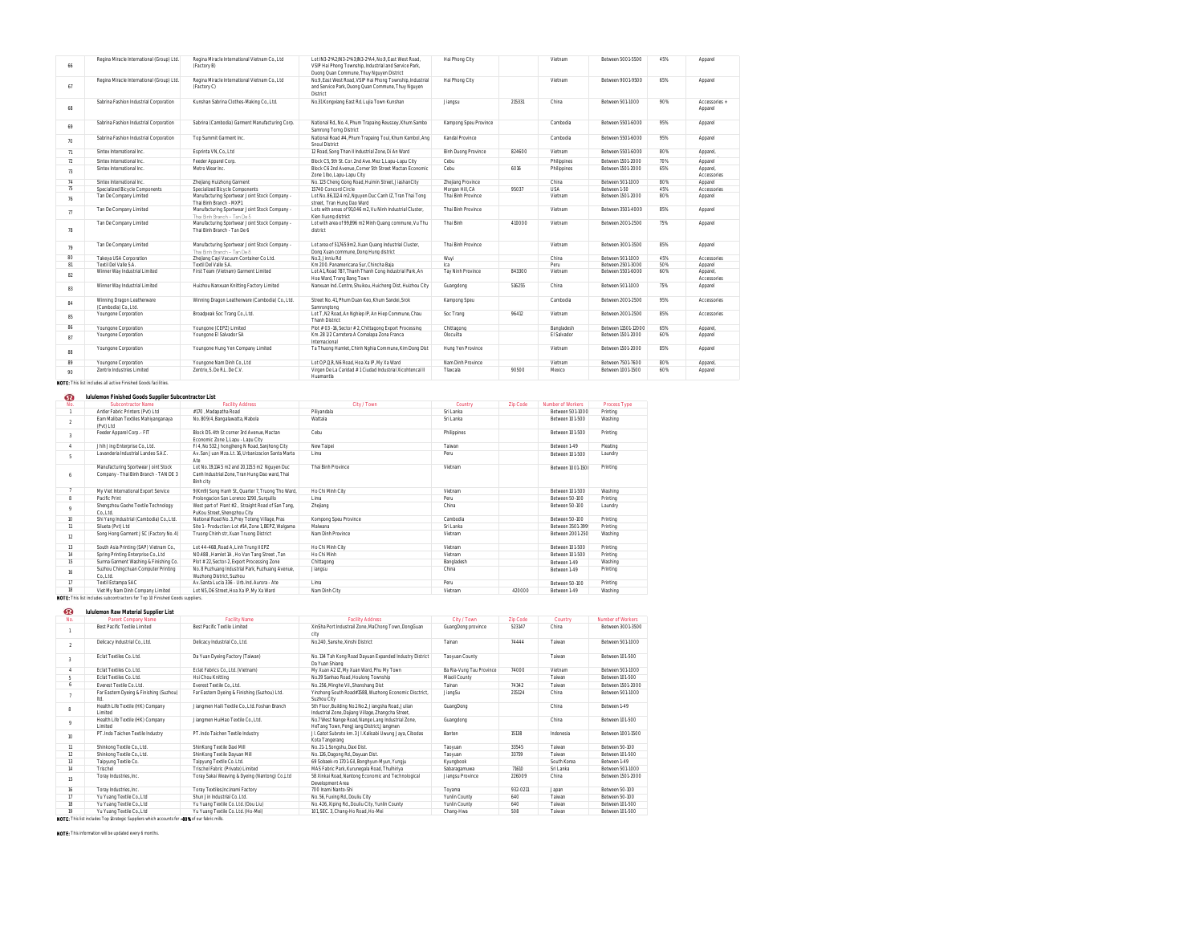| | | | | | | | | | |
|---|---|---|---|---|---|---|---|---|---|
| 66 | Regina Miracle International (Group) Ltd. | Regina Miracle International Vietnam Co., Ltd (Factory B) | Lot IN3-2*A2,IN3-2*A3,IN3-2*A4, No.9, East West Road, VSIP Hai Phong Township, Industrial and Service Park, Duong Quan Commune, Thuy Nguyen District | Hai Phong City | | Vietnam | Between 5001-5500 | 45% | Apparel |
| 67 | Regina Miracle International (Group) Ltd. | Regina Miracle International Vietnam Co., Ltd (Factory C) | No.9, East West Road, VSIP Hai Phong Township, Industrial and Service Park, Duong Quan Commune, Thuy Nguyen District | Hai Phong City | | Vietnam | Between 9001-9500 | 65% | Apparel |
| 68 | Sabrina Fashion Industrial Corporation | Kunshan Sabrina Clothes-Making Co., Ltd. | No.31 Kongxiang East Rd. Lujia Town Kunshan | Jiangsu | 215331 | China | Between 501-1000 | 90% | Accessories + Apparel |
| 69 | Sabrina Fashion Industrial Corporation | Sabrina (Cambodia) Garment Manufacturing Corp. | National Rd., No. 4, Phum Trapaing Reussey, Khum Sambo Samrong Tong District | Kampong Speu Province | | Cambodia | Between 5501-6000 | 95% | Apparel |
| 70 | Sabrina Fashion Industrial Corporation | Top Summit Garment Inc. | National Road #4, Phum Trapaing Toul, Khum Kambol, Ang Snoul District | Kandal Province | | Cambodia | Between 5501-6000 | 95% | Apparel |
| 71 | Sintex International Inc. | Esprinta VN, Co., Ltd | 12 Road, Song Than II Industrial Zone, Di An Ward | Binh Duong Province | 824600 | Vietnam | Between 5501-6000 | 80% | Apparel, |
| 72 | Sintex International Inc. | Feeder Apparel Corp. | Block C5, 5th St. Cor. 2nd Ave. Mez 1, Lapu-Lapu City | Cebu | | Philippines | Between 1501-2000 | 70% | Apparel |
| 73 | Sintex International Inc. | Metro Wear Inc. | Block C6 2nd Avenue, Corner 5th Street Mactan Economic Zone 1 Ibo, Lapu-Lapu City | Cebu | 6016 | Philippines | Between 1501-2000 | 65% | Apparel, Accessories |
| 74 | Sintex International Inc. | Zhejiang Huizhong Garment | No. 123 Cheng Gong Road, Huimin Street, JiashanCity | Zhejiang Province | | China | Between 501-1000 | 80% | Apparel |
| 75 | Specialized Bicycle Components | Specialized Bicycle Components | 15740 Concord Circle | Morgan Hill, CA | 95037 | USA | Between 1-50 | 45% | Accessories |
| 76 | Tan De Company Limited | Manufacturing Sportwear Joint Stock Company - Thai Binh Branch - MXP1 | Lot No. 86,112.4 m2, Nguyen Duc Canh IZ, Tran Thai Tong street, Tran Hung Dao Ward | Thai Binh Province | | Vietnam | Between 1501-2000 | 80% | Apparel |
| 77 | Tan De Company Limited | Manufacturing Sportwear Joint Stock Company - Thai Binh Branch – Tan De 5 | Lots with areas of 91,046 m2, Vu Ninh Industrial Cluster, Kien Xuong district | Thai Binh Province | | Vietnam | Between 3501-4000 | 85% | Apparel |
| 78 | Tan De Company Limited | Manufacturing Sportwear Joint Stock Company - Thai Binh Branch - Tan De 6 | Lot with area of 99,896 m2 Minh Quang commune, Vu Thu district | Thai Binh | 410000 | Vietnam | Between 2001-2500 | 75% | Apparel |
| 79 | Tan De Company Limited | Manufacturing Sportwear Joint Stock Company - Thai Binh Branch – Tan De 8 | Lot area of 51,765.9m2, Xuan Quang Industrial Cluster, Dong Xuan commune, Dong Hung district | Thai Binh Province | | Vietnam | Between 3001-3500 | 85% | Apparel |
| 80 | Takeya USA Corporation | Zhejiang Caiyi Vacuum Container Co Ltd. | No.3, Jinniu Rd | Wuyi | | China | Between 501-1000 | 45% | Accessories |
| 81 | Textil Del Valle S.A. | Textil Del Valle S.A. | Km 200, Panamericana Sur, Chincha Baja | Ica | | Peru | Between 2501-3000 | 50% | Apparel |
| 82 | Winner Way Industrial Limited | First Team (Vietnam) Garment Limited | Lot A1, Road 787, Thanh Thanh Cong Industrial Park, An Hoa Ward, Trang Bang Town | Tay Ninh Province | 843300 | Vietnam | Between 5501-6000 | 60% | Apparel, Accessories |
| 83 | Winner Way Industrial Limited | Huizhou Nanxuan Knitting Factory Limited | Nanxuan Ind. Centre, Shuikou, Huicheng Dist, Huizhou City | Guangdong | 516255 | China | Between 501-1000 | 75% | Apparel |
| 84 | Winning Dragon Leatherware (Cambodia) Co., Ltd. | Winning Dragon Leatherware (Cambodia) Co., Ltd. | Street No. 41, Phum Duan Keo, Khum Sandei, Srok Samrongtong | Kampong Speu | | Cambodia | Between 2001-2500 | 95% | Accessories |
| 85 | Youngone Corporation | Broadpeak Soc Trang Co., Ltd. | Lot T, N2 Road, An Nghiep IP, An Hiep Commune, Chau Thanh District | Soc Trang | 96412 | Vietnam | Between 2001-2500 | 85% | Accessories |
| 86 | Youngone Corporation | Youngone (CEPZ) Limited | Plot # 03 -16, Sector # 2, Chittagong Export Processing | Chittagong | | Bangladesh | Between 11501-12000 | 65% | Apparel, |
| 87 | Youngone Corporation | Youngone El Salvador SA | Km. 28 1/2 Carretera A Comalapa Zona Franca Internacional | Olocuilta | | El Salvador | Between 1501-2000 | 60% | Apparel |
| 88 | Youngone Corporation | Youngone Hung Yen Company Limited | Ta Thuong Hamlet, Chinh Nghia Commune, Kim Dong Dist | Hung Yen Province | | Vietnam | Between 1501-2000 | 85% | Apparel |
| 89 | Youngone Corporation | Youngone Nam Dinh Co., Ltd | Lot O,P,Q,R, N6 Road, Hoa Xa IP, My Xa Ward | Nam Dinh Province | | Vietnam | Between 7501-7600 | 80% | Apparel, |
| 90 | Zentrix Industries Limited | Zentrix, S. De R.L. De C.V. | Virgen De La Caridad # 1 Ciudad Industrial Xicohtencal II Huamantla | Tlaxcala | 90500 | Mexico | Between 1001-1500 | 60% | Apparel |

**NOTE:** This list includes all active Finished Goods facilities.

## lululemon Finished Goods Supplier Subcontractor List

| No. | Subcontractor Name | Facility Address | City / Town | Country | Zip Code | Number of Workers | Process Type |
|---|---|---|---|---|---|---|---|
| 1 | Antler Fabric Printers (Pvt) Ltd | #170 , Madapatha Road | Piliyandala | Sri Lanka | | Between 501-1000 | Printing |
| 2 | Eam Maliban Textiles Mahiyanganaya (Pvt) Ltd | No. 809/4, Bangalawatta, Mabola | Wattala | Sri Lanka | | Between 101-500 | Washing |
| 3 | Feeder Apparel Corp. - FIT | Block D5. 4th St corner 3rd Avenue, Mactan Economic Zone 1, Lapu - Lapu City | Cebu | Philippines | | Between 101-500 | Printing |
| 4 | Jhih Jing Enterprise Co., Ltd. | Fl 4, No 532, Jhongjheng N Road, Sanjhong City | New Taipei | Taiwan | | Between 1-49 | Pleating |
| 5 | Lavandería Industrial Landeo S.A.C. | Av. San Juan Mza. Lt. 16, Urbanizacion Santa Marta Ate | Lima | Peru | | Between 101-500 | Laundry |
| 6 | Manufacturing Sportwear Joint Stock Company - Thai Binh Branch - TAN DE 3 | Lot No. 19,114.5 m2 and 20,115.5 m2 Nguyen Duc Canh Industrial Zone, Tran Hung Dao ward, Thai Binh city | Thai Binh Province | Vietnam | | Between 1001-1500 | Printing |
| 7 | My Viet International Export Service | 9(Km9) Song Hanh St., Quarter 7, Truong Tho Ward, | Ho Chi Minh City | Vietnam | | Between 101-500 | Washing |
| 8 | Pacific Print | Prolongacion San Lorenzo 1290, Surquillo | Lima | Peru | | Between 50-100 | Printing |
| 9 | Shengzhou Gaohe Textile Technology Co., Ltd. | West part of Plant #2 , Straight Road of San Tang, PuKou Street, Shengzhou City | Zhejiang | China | | Between 50-100 | Laundry |
| 10 | Shi Yang Industrial (Cambodia) Co., Ltd. | National Road No. 3, Prey Toteng Village, Pras | Kompong Speu Province | Cambodia | | Between 50-100 | Printing |
| 11 | Silueta (Pvt) Ltd | Site 1 - Production: Lot #14, Zone 1, BEPZ, Walgama | Malwana | Sri Lanka | | Between 3501-3999 | Printing |
| 12 | Song Hong Garment JSC (Factory No. 4) | Truong Chinh str, Xuan Truong District | Nam Dinh Province | Vietnam | | Between 2001-2500 | Washing |
| 13 | South Asia Printing (SAP) Vietnam Co., | Lot 44-46B, Road A, Linh Trung II EPZ | Ho Chi Minh City | Vietnam | | Between 101-500 | Printing |
| 14 | Spring Printing Enterprise Co., Ltd | NO.488 , Hamlet 1A , Ho Van Tang Street , Tan | Ho Chi Minh | Vietnam | | Between 101-500 | Printing |
| 15 | Surma Garment Washing & Finishing Co. | Plot # 22, Sector-2, Export Processing Zone | Chittagong | Bangladesh | | Between 1-49 | Washing |
| 16 | Suzhou Chingchuan Computer Printing Co., Ltd. | No. 8 Puzhuang Industrial Park, Puzhuang Avenue, Wuzhong District, Suzhou | Jiangsu | China | | Between 1-49 | Printing |
| 17 | Textil Estampa SAC | Av. Santa Lucia 336 - Urb. Ind. Aurora - Ate | Lima | Peru | | Between 50-100 | Printing |
| 18 | Viet My Nam Dinh Company Limited | Lot N5, D6 Street, Hoa Xa IP, My Xa Ward | Nam Dinh City | Vietnam | 420000 | Between 1-49 | Washing |

**NOTE:** This list includes subcontractors for Top 10 Finished Goods suppliers.

## lululemon Raw Material Supplier List

| No. | Parent Company Name | Facility Name | Facility Address | City / Town | Zip Code | Country | Number of Workers |
|---|---|---|---|---|---|---|---|
| 1 | Best Pacific Textile Limited | Best Pacific Textile Limited | XinSha Port Industrail Zone, MaChong Town, DongGuan city | GuangDong province | 523147 | China | Between 3001-3500 |
| 2 | Delicacy Industrial Co., Ltd. | Delicacy Industrial Co., Ltd. | No.240, Sanshe, Xinshi District | Tainan | 74444 | Taiwan | Between 501-1000 |
| 3 | Eclat Textiles Co. Ltd. | Da Yuan Dyeing Factory (Taiwan) | No. 134 Tah Kong Road Dayuan Expanded Industry District Da Yuan Shiang | Taoyuan County | | Taiwan | Between 101-500 |
| 4 | Eclat Textiles Co. Ltd. | Eclat Fabrics Co., Ltd. (Vietnam) | My Xuan A2 IZ, My Xuan Ward, Phu My Town | Ba Ria-Vung Tau Province | 74000 | Vietnam | Between 501-1000 |
| 5 | Eclat Textiles Co. Ltd. | Hsi Chou Knitting | No.39 Sanhao Road, Houlong Township | Miaoli County | | Taiwan | Between 101-500 |
| 6 | Everest Textile Co. Ltd. | Everest Textile Co., Ltd. | No. 256, Minghe Vil., Shanshang Dist | Tainan | 74342 | Taiwan | Between 1501-2000 |
| 7 | Far Eastern Dyeing & Finishing (Suzhou) ltd. | Far Eastern Dyeing & Finishing (Suzhou) Ltd. | Yinzhong South Road#1588, Wuzhong Economic Disctrict, Suzhou City | JiangSu | 215124 | China | Between 501-1000 |
| 8 | Health Life Textile (HK) Company Limited | Jiangmen Haili Textile Co., Ltd. Foshan Branch | 5th Floor, Building No.1 No.2, Jiangsha Road, Julian Industrial Zone, Dajiang Village, Zhangcha Street, | GuangDong | | China | Between 1-49 |
| 9 | Health Life Textile (HK) Company Limited | Jiangmen HuiHao Textile Co., Ltd. | No.7 West Nange Road, Nange Lang Industrial Zone, HeTang Town, PengJiang District, Jiangmen | Guangdong | | China | Between 101-500 |
| 10 | PT. Indo Taichen Textile Industry | PT. Indo Taichen Textile Industry | Jl. Gatot Subroto km. 3 Jl. Kalisabi Uwung Jaya, Cibodas Kota Tangerang | Banten | 15138 | Indonesia | Between 1001-1500 |
| 11 | Shinkong Textile Co., Ltd. | ShinKong Textile Daxi Mill | No. 23-1, Songshu, Daxi Dist. | Taoyuan | 33545 | Taiwan | Between 50-100 |
| 12 | Shinkong Textile Co., Ltd. | ShinKong Textile Dayuan Mill | No. 126, Dagong Rd., Dayuan Dist. | Taoyuan | 33759 | Taiwan | Between 101-500 |
| 13 | Taipyung Textile Co. | Taipyung Textile Co. Ltd. | 69 Sobaek-ro 1701-Gil, Bonghyun-Myun, Yungju | Kyungbook | | South Korea | Between 1-49 |
| 14 | Trischel | Trischel Fabric (Private) Limited | MAS Fabric Park, Kurunegala Road, Thulhiriya | Sabaragamuwa | 71610 | Sri Lanka | Between 501-1000 |
| 15 | Toray Industries, Inc. | Toray Sakai Weaving & Dyeing (Nantong) Co.,Ltd | 58 Xinkai Road, Nantong Economic and Technological Development Area | Jiangsu Province | 226009 | China | Between 1501-2000 |
| 16 | Toray Industries, Inc. | Toray Textiles,inc.Inami Factory | 700 Inami Nanto-Shi | Toyama | 932-0211 | Japan | Between 50-100 |
| 17 | Yu Yuang Textile Co., Ltd | Shun Jin Industrial Co., Ltd. | No. 56, Fuxing Rd, Douliu City | Yunlin County | 640 | Taiwan | Between 50-100 |
| 18 | Yu Yuang Textile Co., Ltd | Yu Yuang Textile Co. Ltd. (Dou Liu) | No. 426, Xiping Rd., Douliu City, Yunlin County | Yunlin County | 640 | Taiwan | Between 101-500 |
| 19 | Yu Yuang Textile Co., Ltd | Yu Yuang Textile Co. Ltd. (Ho-Mei) | 101, SEC. 3, Chang-Ho Road, Ho-Mei | Chang-Hwa | 508 | Taiwan | Between 101-500 |

**NOTE:** This list includes Top Strategic Suppliers which accounts for ~80% of our fabric mills.

**NOTE:** This information will be updated every 6 months.